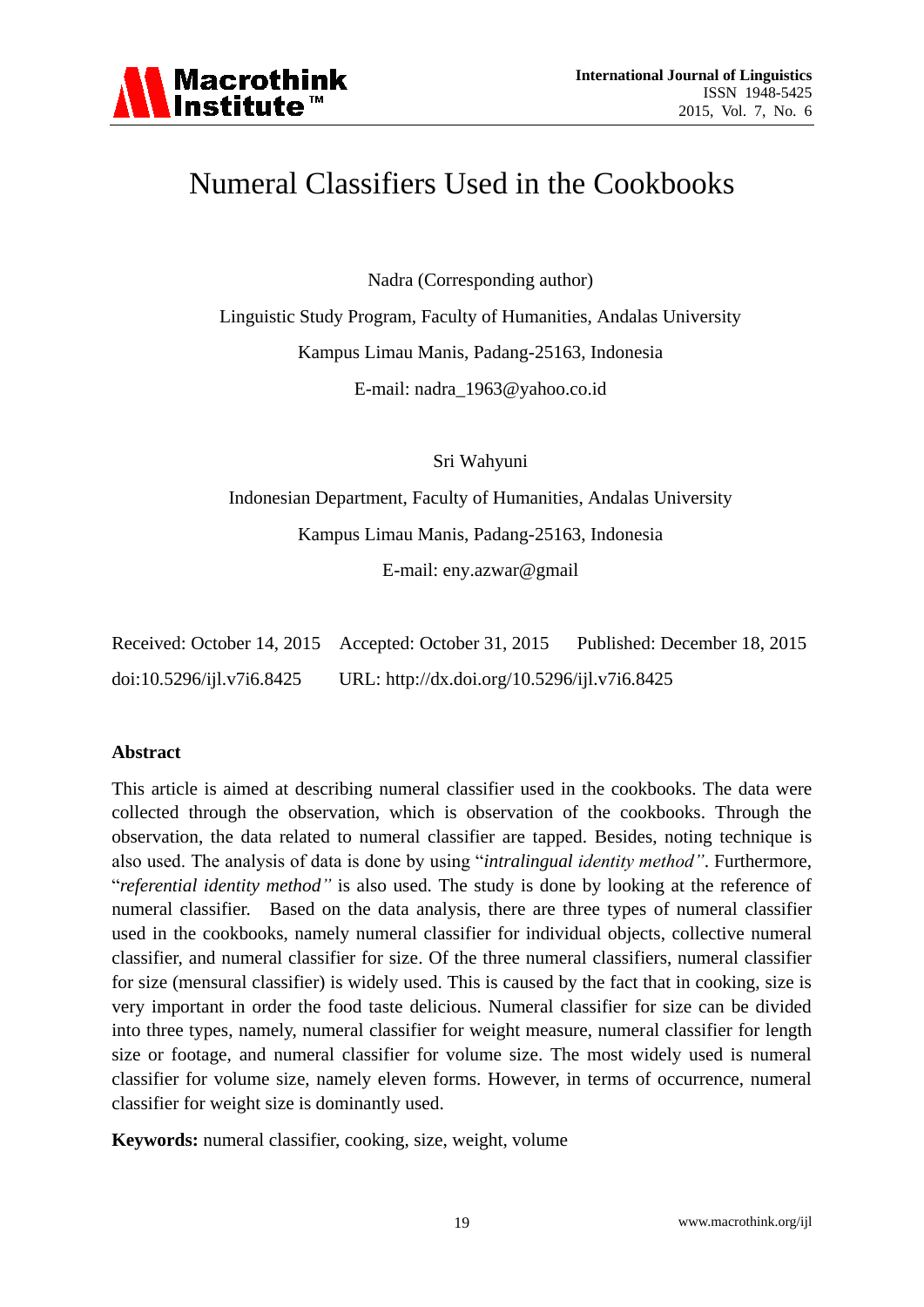# Numeral Classifiers Used in the Cookbooks

Nadra (Corresponding author)

Linguistic Study Program, Faculty of Humanities, Andalas University

Kampus Limau Manis, Padang-25163, Indonesia

E-mail: nadra_1963@yahoo.co.id

Sri Wahyuni

Indonesian Department, Faculty of Humanities, Andalas University

Kampus Limau Manis, Padang-25163, Indonesia

E-mail: eny.azwar@gmail

Received: October 14, 2015    Accepted: October 31, 2015    Published: December 18, 2015

doi:10.5296/ijl.v7i6.8425    URL: http://dx.doi.org/10.5296/ijl.v7i6.8425

## Abstract

This article is aimed at describing numeral classifier used in the cookbooks. The data were collected through the observation, which is observation of the cookbooks. Through the observation, the data related to numeral classifier are tapped. Besides, noting technique is also used. The analysis of data is done by using "*intralingual identity method*". Furthermore, "*referential identity method*" is also used. The study is done by looking at the reference of numeral classifier. Based on the data analysis, there are three types of numeral classifier used in the cookbooks, namely numeral classifier for individual objects, collective numeral classifier, and numeral classifier for size. Of the three numeral classifiers, numeral classifier for size (mensural classifier) is widely used. This is caused by the fact that in cooking, size is very important in order the food taste delicious. Numeral classifier for size can be divided into three types, namely, numeral classifier for weight measure, numeral classifier for length size or footage, and numeral classifier for volume size. The most widely used is numeral classifier for volume size, namely eleven forms. However, in terms of occurrence, numeral classifier for weight size is dominantly used.

**Keywords:** numeral classifier, cooking, size, weight, volume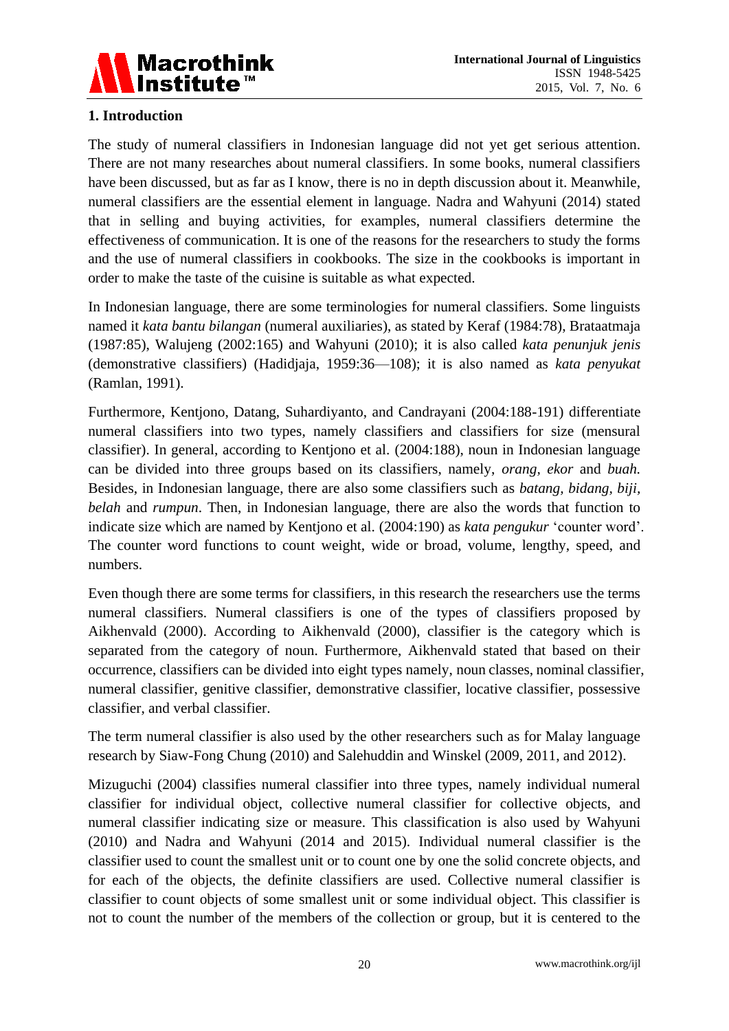## 1. Introduction

The study of numeral classifiers in Indonesian language did not yet get serious attention. There are not many researches about numeral classifiers. In some books, numeral classifiers have been discussed, but as far as I know, there is no in depth discussion about it. Meanwhile, numeral classifiers are the essential element in language. Nadra and Wahyuni (2014) stated that in selling and buying activities, for examples, numeral classifiers determine the effectiveness of communication. It is one of the reasons for the researchers to study the forms and the use of numeral classifiers in cookbooks. The size in the cookbooks is important in order to make the taste of the cuisine is suitable as what expected.

In Indonesian language, there are some terminologies for numeral classifiers. Some linguists named it *kata bantu bilangan* (numeral auxiliaries), as stated by Keraf (1984:78), Brataatmaja (1987:85), Walujeng (2002:165) and Wahyuni (2010); it is also called *kata penunjuk jenis* (demonstrative classifiers) (Hadidjaja, 1959:36—108); it is also named as *kata penyukat* (Ramlan, 1991).

Furthermore, Kentjono, Datang, Suhardiyanto, and Candrayani (2004:188-191) differentiate numeral classifiers into two types, namely classifiers and classifiers for size (mensural classifier). In general, according to Kentjono et al. (2004:188), noun in Indonesian language can be divided into three groups based on its classifiers, namely, *orang, ekor* and *buah.* Besides, in Indonesian language, there are also some classifiers such as *batang, bidang, biji, belah* and *rumpun*. Then, in Indonesian language, there are also the words that function to indicate size which are named by Kentjono et al. (2004:190) as *kata pengukur* 'counter word'. The counter word functions to count weight, wide or broad, volume, lengthy, speed, and numbers.

Even though there are some terms for classifiers, in this research the researchers use the terms numeral classifiers. Numeral classifiers is one of the types of classifiers proposed by Aikhenvald (2000). According to Aikhenvald (2000), classifier is the category which is separated from the category of noun. Furthermore, Aikhenvald stated that based on their occurrence, classifiers can be divided into eight types namely, noun classes, nominal classifier, numeral classifier, genitive classifier, demonstrative classifier, locative classifier, possessive classifier, and verbal classifier.

The term numeral classifier is also used by the other researchers such as for Malay language research by Siaw-Fong Chung (2010) and Salehuddin and Winskel (2009, 2011, and 2012).

Mizuguchi (2004) classifies numeral classifier into three types, namely individual numeral classifier for individual object, collective numeral classifier for collective objects, and numeral classifier indicating size or measure. This classification is also used by Wahyuni (2010) and Nadra and Wahyuni (2014 and 2015). Individual numeral classifier is the classifier used to count the smallest unit or to count one by one the solid concrete objects, and for each of the objects, the definite classifiers are used. Collective numeral classifier is classifier to count objects of some smallest unit or some individual object. This classifier is not to count the number of the members of the collection or group, but it is centered to the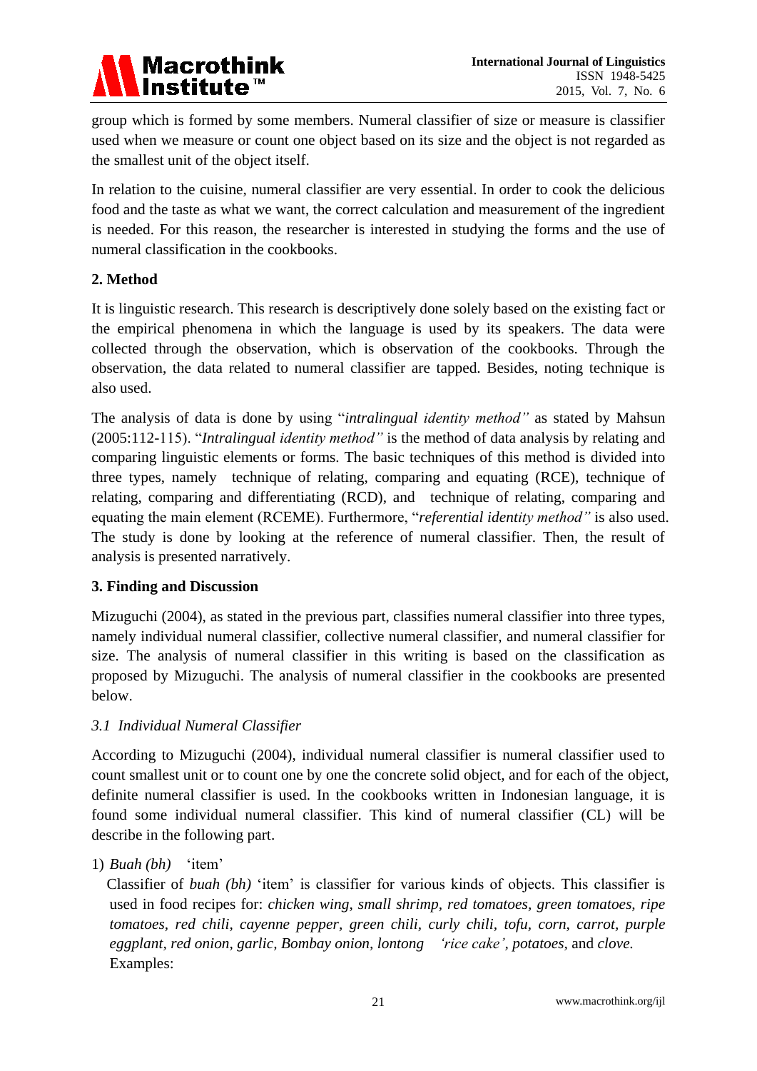group which is formed by some members. Numeral classifier of size or measure is classifier used when we measure or count one object based on its size and the object is not regarded as the smallest unit of the object itself.

In relation to the cuisine, numeral classifier are very essential. In order to cook the delicious food and the taste as what we want, the correct calculation and measurement of the ingredient is needed. For this reason, the researcher is interested in studying the forms and the use of numeral classification in the cookbooks.

## 2. Method

It is linguistic research. This research is descriptively done solely based on the existing fact or the empirical phenomena in which the language is used by its speakers. The data were collected through the observation, which is observation of the cookbooks. Through the observation, the data related to numeral classifier are tapped. Besides, noting technique is also used.

The analysis of data is done by using "*intralingual identity method"* as stated by Mahsun (2005:112-115). "*Intralingual identity method"* is the method of data analysis by relating and comparing linguistic elements or forms. The basic techniques of this method is divided into three types, namely technique of relating, comparing and equating (RCE), technique of relating, comparing and differentiating (RCD), and technique of relating, comparing and equating the main element (RCEME). Furthermore, "*referential identity method"* is also used. The study is done by looking at the reference of numeral classifier. Then, the result of analysis is presented narratively.

## 3. Finding and Discussion

Mizuguchi (2004), as stated in the previous part, classifies numeral classifier into three types, namely individual numeral classifier, collective numeral classifier, and numeral classifier for size. The analysis of numeral classifier in this writing is based on the classification as proposed by Mizuguchi. The analysis of numeral classifier in the cookbooks are presented below.

### *3.1 Individual Numeral Classifier*

According to Mizuguchi (2004), individual numeral classifier is numeral classifier used to count smallest unit or to count one by one the concrete solid object, and for each of the object, definite numeral classifier is used. In the cookbooks written in Indonesian language, it is found some individual numeral classifier. This kind of numeral classifier (CL) will be describe in the following part.

1) *Buah (bh)* 'item'

Classifier of *buah (bh)* 'item' is classifier for various kinds of objects. This classifier is used in food recipes for: *chicken wing, small shrimp, red tomatoes, green tomatoes, ripe tomatoes, red chili, cayenne pepper, green chili, curly chili, tofu, corn, carrot, purple eggplant, red onion, garlic, Bombay onion, lontong 'rice cake', potatoes*, and *clove.*
Examples: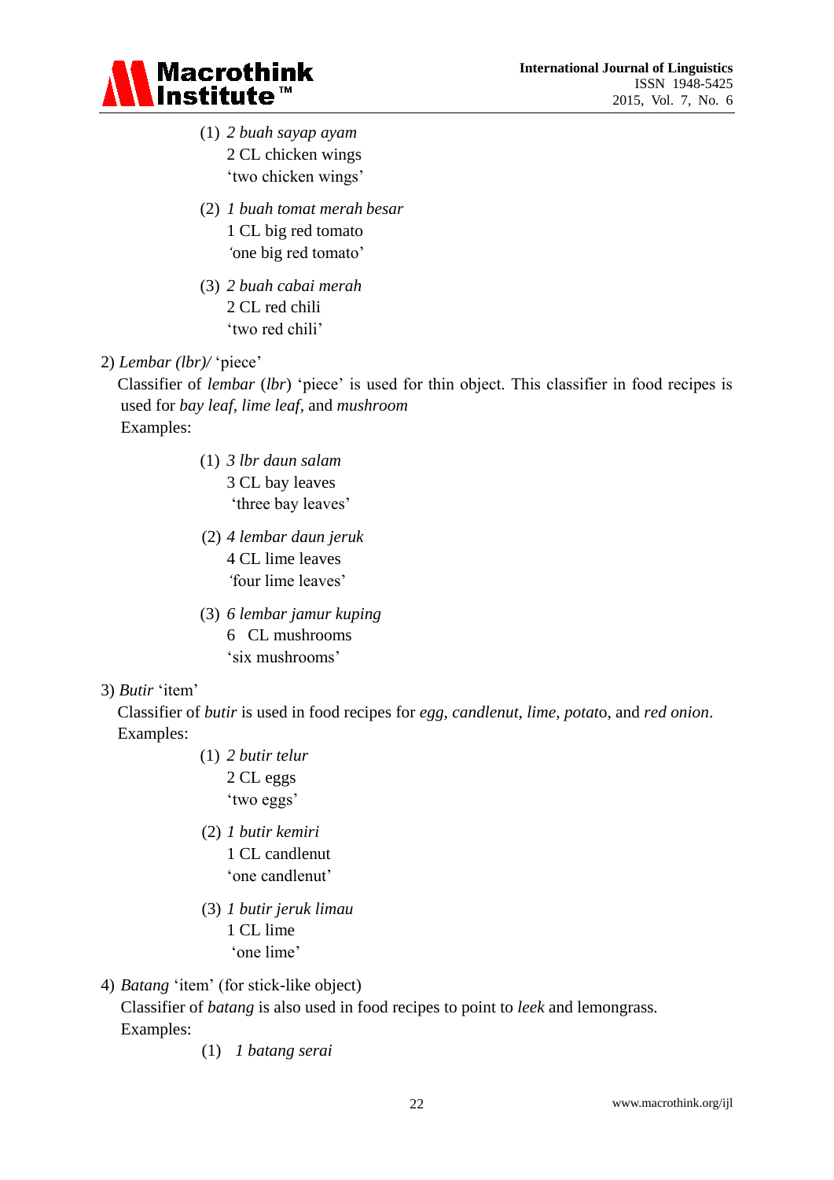(1) *2 buah sayap ayam*
2 CL chicken wings
'two chicken wings'

(2) *1 buah tomat merah besar*
1 CL big red tomato
'one big red tomato'

(3) *2 buah cabai merah*
2 CL red chili
'two red chili'

2) *Lembar (lbr)/* 'piece'

Classifier of *lembar* (*lbr*) 'piece' is used for thin object. This classifier in food recipes is used for *bay leaf*, *lime leaf*, and *mushroom*

Examples:

(1) *3 lbr daun salam*
3 CL bay leaves
'three bay leaves'

(2) *4 lembar daun jeruk*
4 CL lime leaves
'four lime leaves'

(3) *6 lembar jamur kuping*
6 CL mushrooms
'six mushrooms'

3) *Butir* 'item'

Classifier of *butir* is used in food recipes for *egg*, *candlenut*, *lime*, *potato*, and *red onion*.

Examples:

(1) *2 butir telur*
2 CL eggs
'two eggs'

(2) *1 butir kemiri*
1 CL candlenut
'one candlenut'

(3) *1 butir jeruk limau*
1 CL lime
'one lime'

4) *Batang* 'item' (for stick-like object)

Classifier of *batang* is also used in food recipes to point to *leek* and lemongrass.

Examples:

(1) *1 batang serai*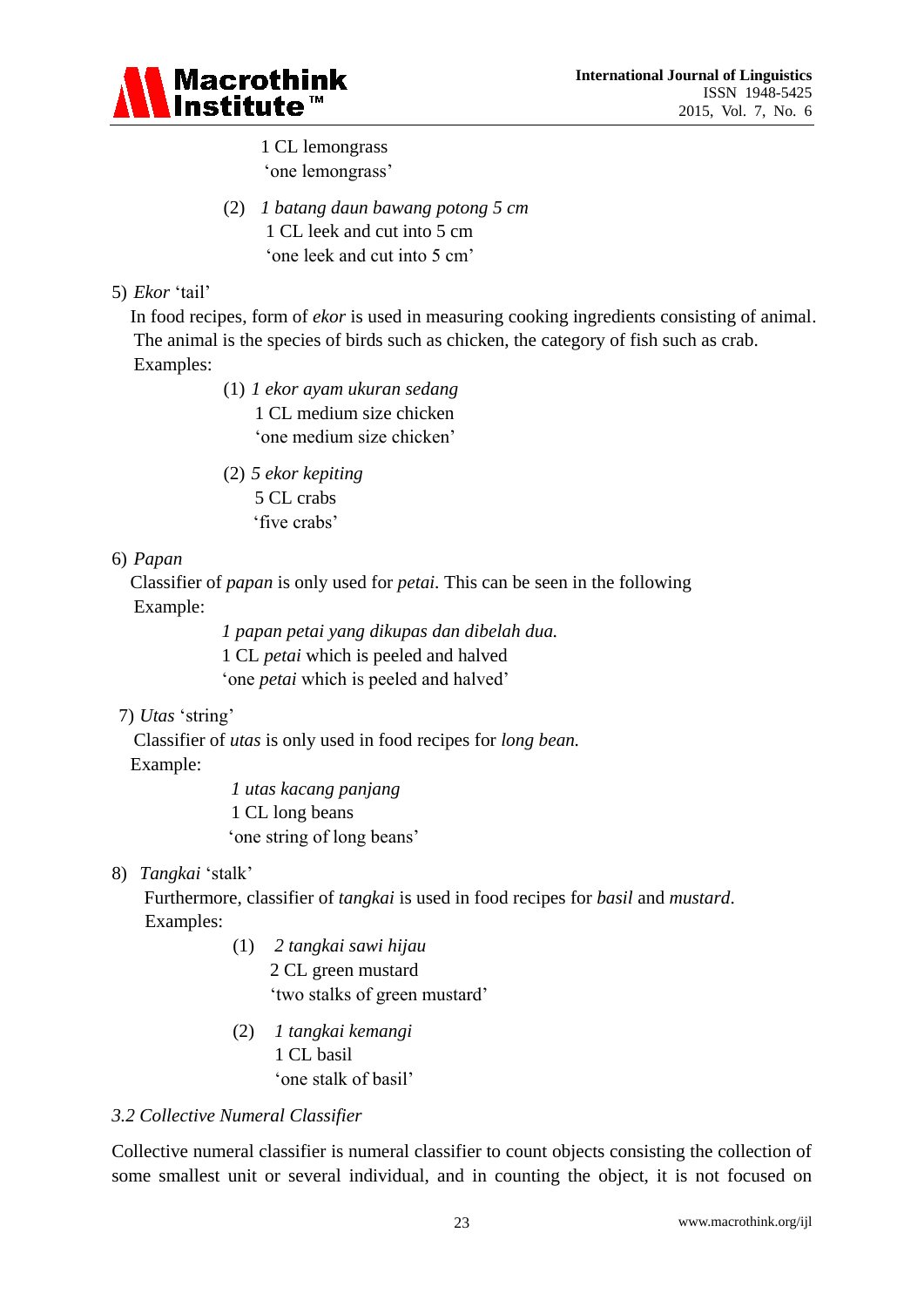1 CL lemongrass
'one lemongrass'

(2) *1 batang daun bawang potong 5 cm*
1 CL leek and cut into 5 cm
'one leek and cut into 5 cm'

5) *Ekor* 'tail'

In food recipes, form of *ekor* is used in measuring cooking ingredients consisting of animal. The animal is the species of birds such as chicken, the category of fish such as crab. Examples:

(1) *1 ekor ayam ukuran sedang*
1 CL medium size chicken
'one medium size chicken'

(2) *5 ekor kepiting*
5 CL crabs
'five crabs'

6) *Papan*

Classifier of *papan* is only used for *petai*. This can be seen in the following Example:

*1 papan petai yang dikupas dan dibelah dua.*
1 CL *petai* which is peeled and halved
'one *petai* which is peeled and halved'

7) *Utas* 'string'

Classifier of *utas* is only used in food recipes for *long bean.*
Example:

*1 utas kacang panjang*
1 CL long beans
'one string of long beans'

8) *Tangkai* 'stalk'

Furthermore, classifier of *tangkai* is used in food recipes for *basil* and *mustard*.
Examples:

(1) *2 tangkai sawi hijau*
2 CL green mustard
'two stalks of green mustard'

(2) *1 tangkai kemangi*
1 CL basil
'one stalk of basil'

*3.2 Collective Numeral Classifier*

Collective numeral classifier is numeral classifier to count objects consisting the collection of some smallest unit or several individual, and in counting the object, it is not focused on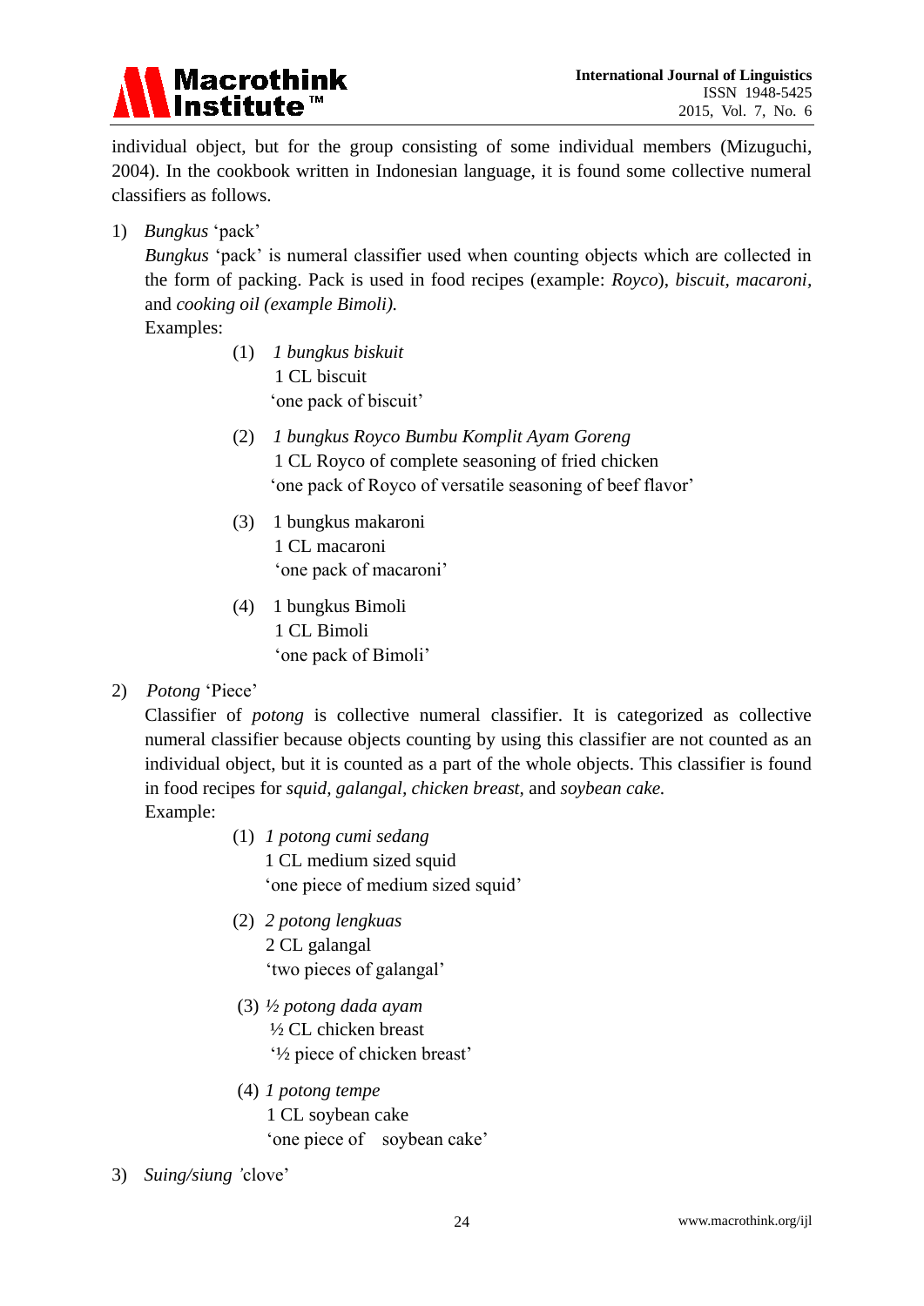individual object, but for the group consisting of some individual members (Mizuguchi, 2004). In the cookbook written in Indonesian language, it is found some collective numeral classifiers as follows.

1) *Bungkus* 'pack'

   *Bungkus* 'pack' is numeral classifier used when counting objects which are collected in the form of packing. Pack is used in food recipes (example: *Royco*), *biscuit, macaroni*, and *cooking oil (example Bimoli).*

   Examples:

   (1) *1 bungkus biskuit*
   1 CL biscuit
   'one pack of biscuit'

   (2) *1 bungkus Royco Bumbu Komplit Ayam Goreng*
   1 CL Royco of complete seasoning of fried chicken
   'one pack of Royco of versatile seasoning of beef flavor'

   (3) 1 bungkus makaroni
   1 CL macaroni
   'one pack of macaroni'

   (4) 1 bungkus Bimoli
   1 CL Bimoli
   'one pack of Bimoli'

2) *Potong* 'Piece'

   Classifier of *potong* is collective numeral classifier. It is categorized as collective numeral classifier because objects counting by using this classifier are not counted as an individual object, but it is counted as a part of the whole objects. This classifier is found in food recipes for *squid, galangal, chicken breast*, and *soybean cake.*

   Example:

   (1) *1 potong cumi sedang*
   1 CL medium sized squid
   'one piece of medium sized squid'

   (2) *2 potong lengkuas*
   2 CL galangal
   'two pieces of galangal'

   (3) *½ potong dada ayam*
   ½ CL chicken breast
   '½ piece of chicken breast'

   (4) *1 potong tempe*
   1 CL soybean cake
   'one piece of soybean cake'

3) *Suing/siung* 'clove'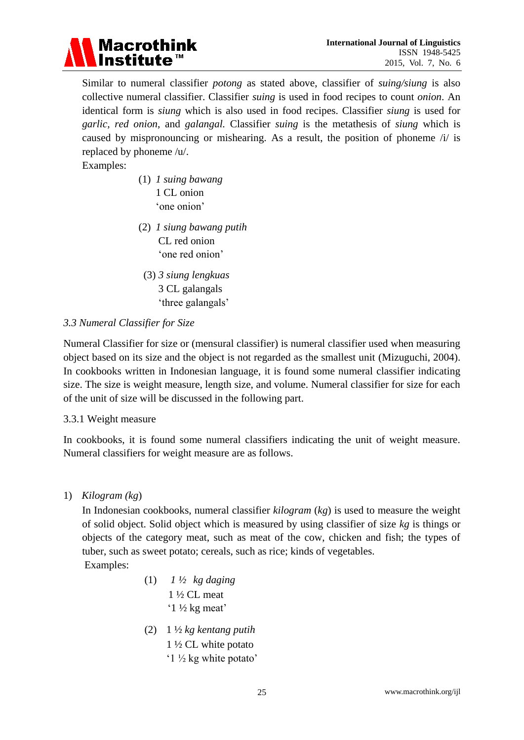Similar to numeral classifier *potong* as stated above, classifier of *suing/siung* is also collective numeral classifier. Classifier *suing* is used in food recipes to count *onion*. An identical form is *siung* which is also used in food recipes. Classifier *siung* is used for *garlic, red onion*, and *galangal.* Classifier *suing* is the metathesis of *siung* which is caused by mispronouncing or mishearing. As a result, the position of phoneme /i/ is replaced by phoneme /u/.

Examples:

(1) *1 suing bawang*
1 CL onion
'one onion'

(2) *1 siung bawang putih*
CL red onion
'one red onion'

(3) *3 siung lengkuas*
3 CL galangals
'three galangals'

### *3.3 Numeral Classifier for Size*

Numeral Classifier for size or (mensural classifier) is numeral classifier used when measuring object based on its size and the object is not regarded as the smallest unit (Mizuguchi, 2004). In cookbooks written in Indonesian language, it is found some numeral classifier indicating size. The size is weight measure, length size, and volume. Numeral classifier for size for each of the unit of size will be discussed in the following part.

#### 3.3.1 Weight measure

In cookbooks, it is found some numeral classifiers indicating the unit of weight measure. Numeral classifiers for weight measure are as follows.

1) *Kilogram (kg)*

In Indonesian cookbooks, numeral classifier *kilogram* (*kg*) is used to measure the weight of solid object. Solid object which is measured by using classifier of size *kg* is things or objects of the category meat, such as meat of the cow, chicken and fish; the types of tuber, such as sweet potato; cereals, such as rice; kinds of vegetables.

Examples:

(1) *1 ½ kg daging*
1 ½ CL meat
'1 ½ kg meat'

(2) 1 ½ *kg kentang putih*
1 ½ CL white potato
'1 ½ kg white potato'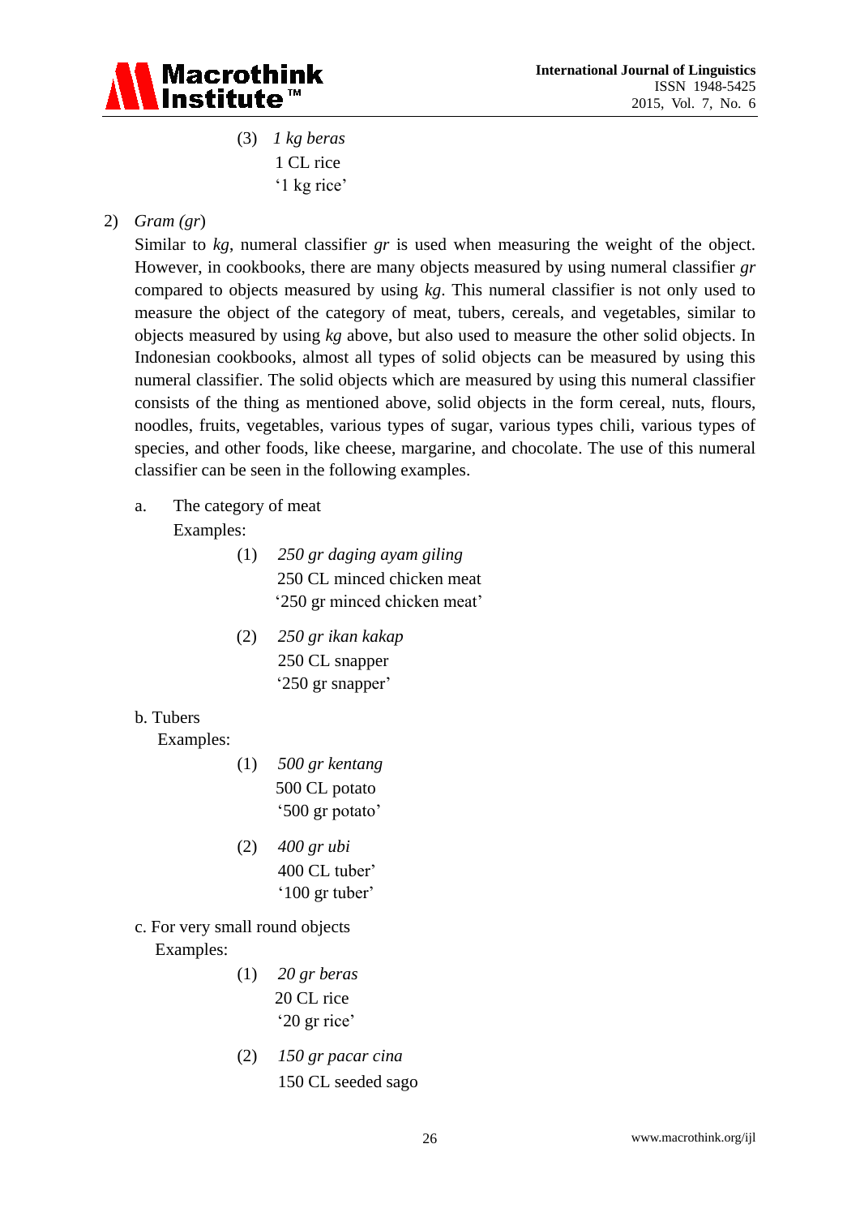(3) *1 kg beras*
1 CL rice
'1 kg rice'

2) *Gram (gr)*

Similar to *kg*, numeral classifier *gr* is used when measuring the weight of the object. However, in cookbooks, there are many objects measured by using numeral classifier *gr* compared to objects measured by using *kg*. This numeral classifier is not only used to measure the object of the category of meat, tubers, cereals, and vegetables, similar to objects measured by using *kg* above, but also used to measure the other solid objects. In Indonesian cookbooks, almost all types of solid objects can be measured by using this numeral classifier. The solid objects which are measured by using this numeral classifier consists of the thing as mentioned above, solid objects in the form cereal, nuts, flours, noodles, fruits, vegetables, various types of sugar, various types chili, various types of species, and other foods, like cheese, margarine, and chocolate. The use of this numeral classifier can be seen in the following examples.

a. The category of meat

Examples:

(1) *250 gr daging ayam giling*
250 CL minced chicken meat
'250 gr minced chicken meat'

(2) *250 gr ikan kakap*
250 CL snapper
'250 gr snapper'

b. Tubers

Examples:

(1) *500 gr kentang*
500 CL potato
'500 gr potato'

(2) *400 gr ubi*
400 CL tuber'
'100 gr tuber'

c. For very small round objects

Examples:

(1) *20 gr beras*
20 CL rice
'20 gr rice'

(2) *150 gr pacar cina*
150 CL seeded sago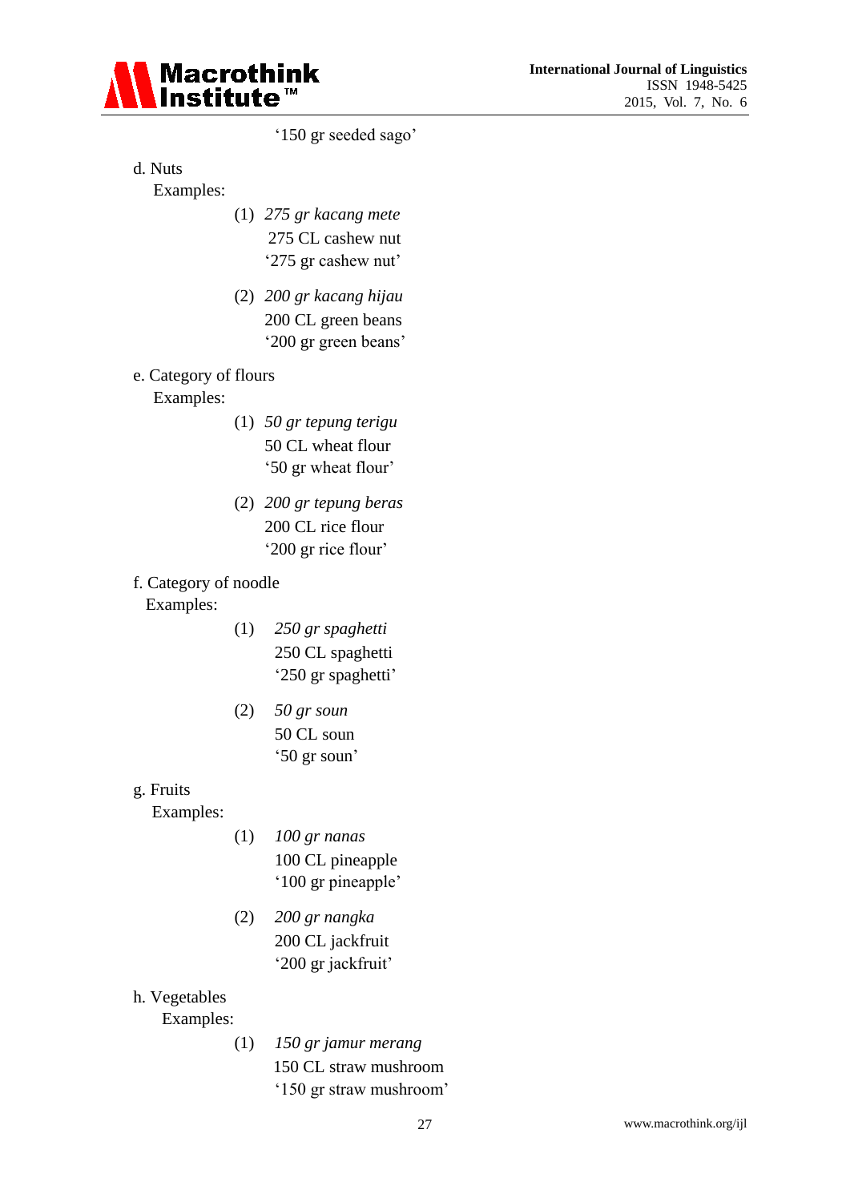'150 gr seeded sago'

d. Nuts

Examples:

(1) *275 gr kacang mete*
275 CL cashew nut
'275 gr cashew nut'

(2) *200 gr kacang hijau*
200 CL green beans
'200 gr green beans'

e. Category of flours

Examples:

(1) *50 gr tepung terigu*
50 CL wheat flour
'50 gr wheat flour'

(2) *200 gr tepung beras*
200 CL rice flour
'200 gr rice flour'

f. Category of noodle

Examples:

(1) *250 gr spaghetti*
250 CL spaghetti
'250 gr spaghetti'

(2) *50 gr soun*
50 CL soun
'50 gr soun'

g. Fruits

Examples:

(1) *100 gr nanas*
100 CL pineapple
'100 gr pineapple'

(2) *200 gr nangka*
200 CL jackfruit
'200 gr jackfruit'

h. Vegetables

Examples:

(1) *150 gr jamur merang*
150 CL straw mushroom
'150 gr straw mushroom'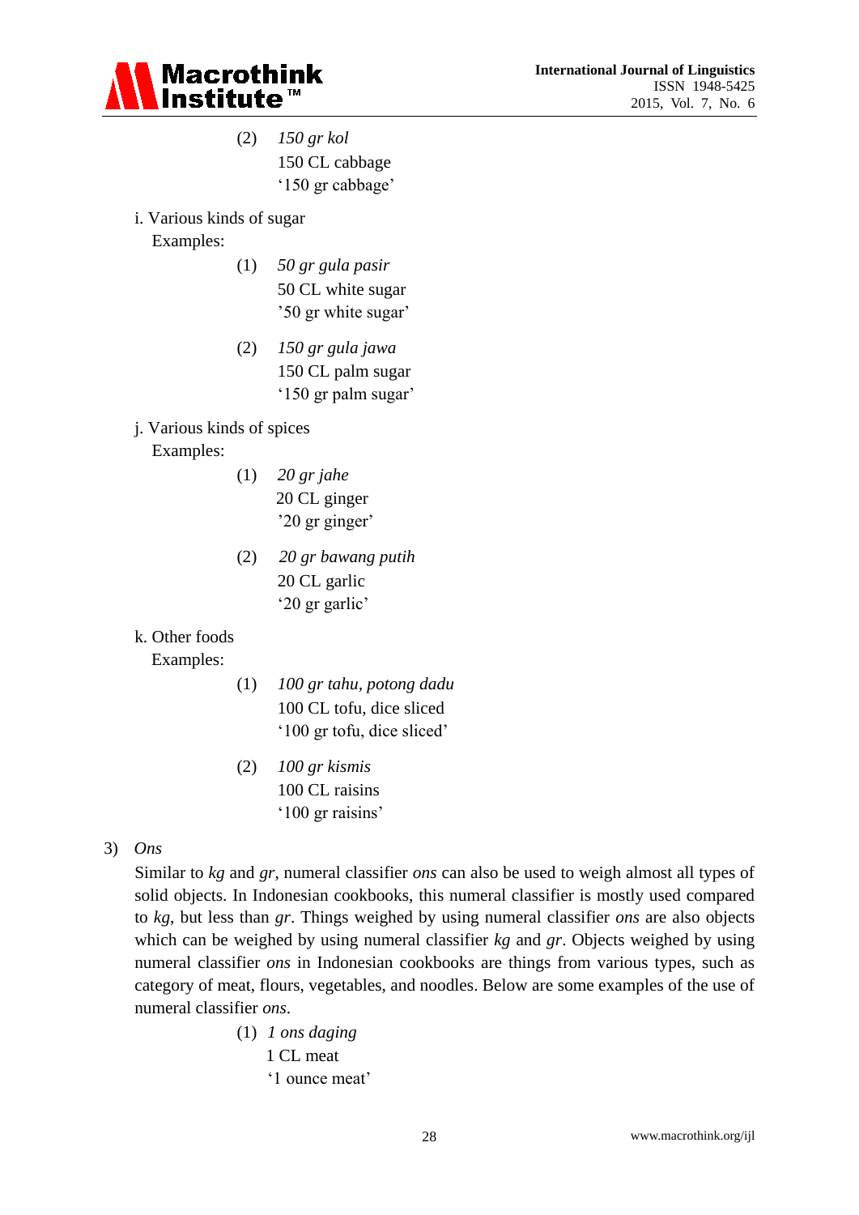(2) *150 gr kol*
150 CL cabbage
'150 gr cabbage'

i. Various kinds of sugar
Examples:

(1) *50 gr gula pasir*
50 CL white sugar
'50 gr white sugar'

(2) *150 gr gula jawa*
150 CL palm sugar
'150 gr palm sugar'

j. Various kinds of spices
Examples:

(1) *20 gr jahe*
20 CL ginger
'20 gr ginger'

(2) *20 gr bawang putih*
20 CL garlic
'20 gr garlic'

k. Other foods
Examples:

(1) *100 gr tahu, potong dadu*
100 CL tofu, dice sliced
'100 gr tofu, dice sliced'

(2) *100 gr kismis*
100 CL raisins
'100 gr raisins'

3) *Ons*

Similar to *kg* and *gr*, numeral classifier *ons* can also be used to weigh almost all types of solid objects. In Indonesian cookbooks, this numeral classifier is mostly used compared to *kg*, but less than *gr*. Things weighed by using numeral classifier *ons* are also objects which can be weighed by using numeral classifier *kg* and *gr*. Objects weighed by using numeral classifier *ons* in Indonesian cookbooks are things from various types, such as category of meat, flours, vegetables, and noodles. Below are some examples of the use of numeral classifier *ons*.

(1) *1 ons daging*
1 CL meat
'1 ounce meat'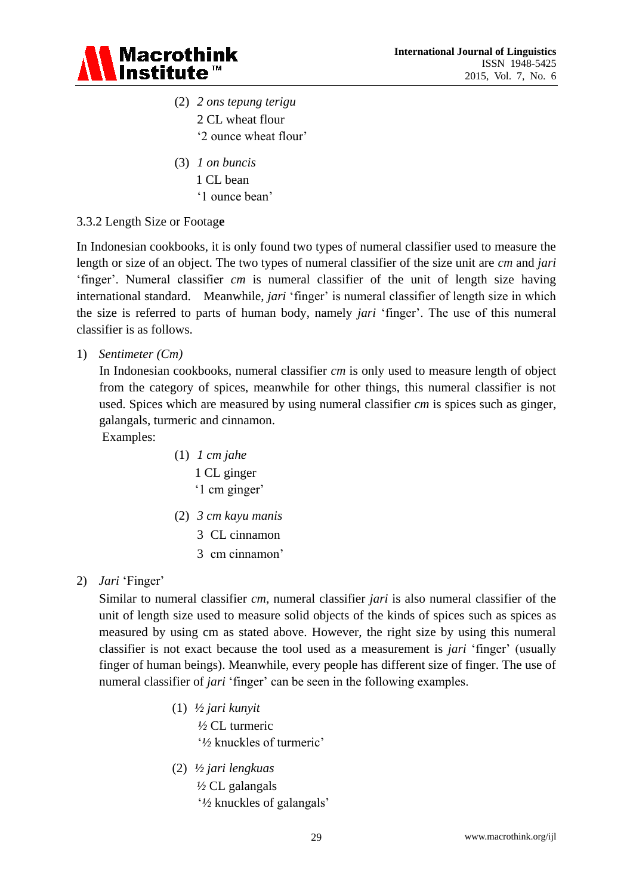(2) *2 ons tepung terigu*
2 CL wheat flour
'2 ounce wheat flour'

(3) *1 on buncis*
1 CL bean
'1 ounce bean'

3.3.2 Length Size or Footag**e**

In Indonesian cookbooks, it is only found two types of numeral classifier used to measure the length or size of an object. The two types of numeral classifier of the size unit are *cm* and *jari* 'finger'. Numeral classifier *cm* is numeral classifier of the unit of length size having international standard. Meanwhile, *jari* 'finger' is numeral classifier of length size in which the size is referred to parts of human body, namely *jari* 'finger'. The use of this numeral classifier is as follows.

1) *Sentimeter (Cm)*

In Indonesian cookbooks, numeral classifier *cm* is only used to measure length of object from the category of spices, meanwhile for other things, this numeral classifier is not used. Spices which are measured by using numeral classifier *cm* is spices such as ginger, galangals, turmeric and cinnamon.

Examples:

(1) *1 cm jahe*
1 CL ginger
'1 cm ginger'

(2) *3 cm kayu manis*
3 CL cinnamon
3 cm cinnamon'

2) *Jari* 'Finger'

Similar to numeral classifier *cm*, numeral classifier *jari* is also numeral classifier of the unit of length size used to measure solid objects of the kinds of spices such as spices as measured by using cm as stated above. However, the right size by using this numeral classifier is not exact because the tool used as a measurement is *jari* 'finger' (usually finger of human beings). Meanwhile, every people has different size of finger. The use of numeral classifier of *jari* 'finger' can be seen in the following examples.

(1) *½ jari kunyit*
½ CL turmeric
'½ knuckles of turmeric'

(2) *½ jari lengkuas*
½ CL galangals
'½ knuckles of galangals'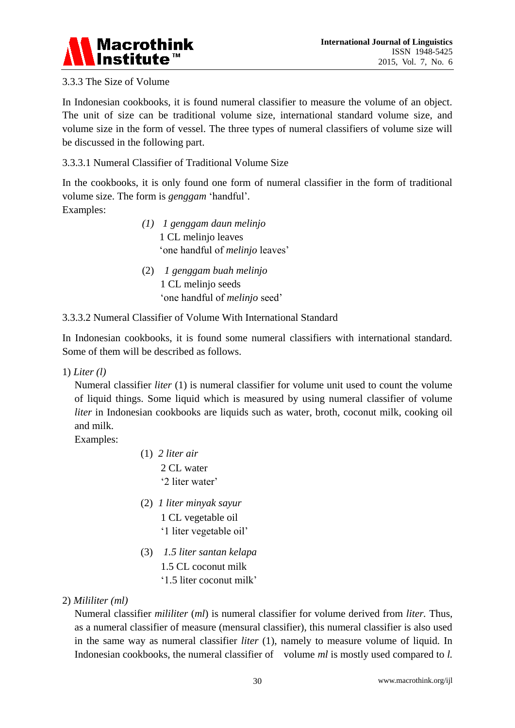### 3.3.3 The Size of Volume

In Indonesian cookbooks, it is found numeral classifier to measure the volume of an object. The unit of size can be traditional volume size, international standard volume size, and volume size in the form of vessel. The three types of numeral classifiers of volume size will be discussed in the following part.

#### 3.3.3.1 Numeral Classifier of Traditional Volume Size

In the cookbooks, it is only found one form of numeral classifier in the form of traditional volume size. The form is *genggam* 'handful'.
Examples:

> *(1) 1 genggam daun melinjo*
> 1 CL melinjo leaves
> 'one handful of *melinjo* leaves'
>
> (2) *1 genggam buah melinjo*
> 1 CL melinjo seeds
> 'one handful of *melinjo* seed'

#### 3.3.3.2 Numeral Classifier of Volume With International Standard

In Indonesian cookbooks, it is found some numeral classifiers with international standard. Some of them will be described as follows.

1) *Liter (l)*

Numeral classifier *liter* (1) is numeral classifier for volume unit used to count the volume of liquid things. Some liquid which is measured by using numeral classifier of volume *liter* in Indonesian cookbooks are liquids such as water, broth, coconut milk, cooking oil and milk.
Examples:

> (1) *2 liter air*
> 2 CL water
> '2 liter water'
>
> (2) *1 liter minyak sayur*
> 1 CL vegetable oil
> '1 liter vegetable oil'
>
> (3) *1.5 liter santan kelapa*
> 1.5 CL coconut milk
> '1.5 liter coconut milk'

2) *Mililiter (ml)*

Numeral classifier *mililiter* (*ml*) is numeral classifier for volume derived from *liter.* Thus, as a numeral classifier of measure (mensural classifier), this numeral classifier is also used in the same way as numeral classifier *liter* (1), namely to measure volume of liquid. In Indonesian cookbooks, the numeral classifier of volume *ml* is mostly used compared to *l.*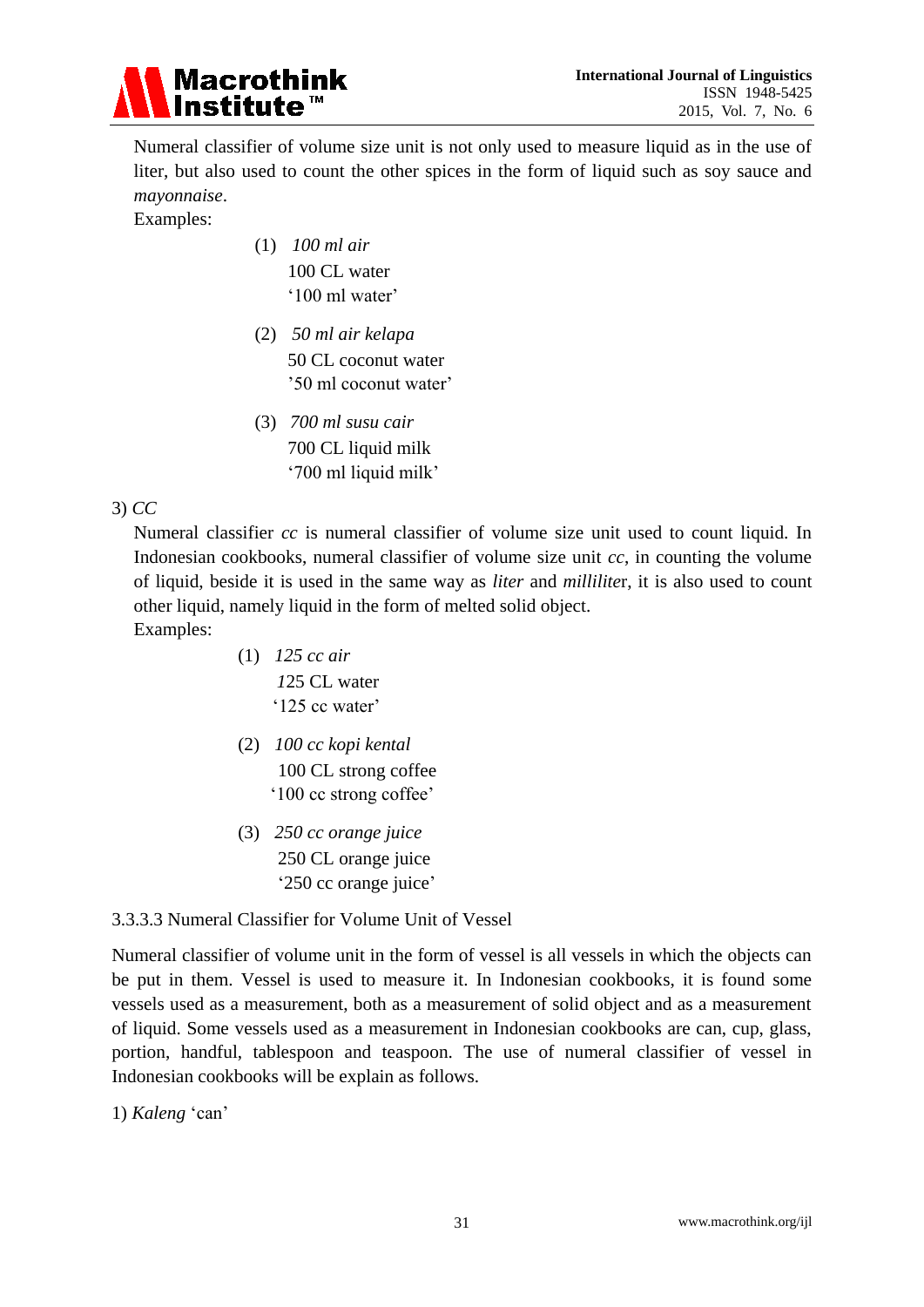Numeral classifier of volume size unit is not only used to measure liquid as in the use of liter, but also used to count the other spices in the form of liquid such as soy sauce and *mayonnaise*.

Examples:

(1) *100 ml air*
100 CL water
'100 ml water'

(2) *50 ml air kelapa*
50 CL coconut water
'50 ml coconut water'

(3) *700 ml susu cair*
700 CL liquid milk
'700 ml liquid milk'

3) *CC*

Numeral classifier *cc* is numeral classifier of volume size unit used to count liquid. In Indonesian cookbooks, numeral classifier of volume size unit *cc*, in counting the volume of liquid, beside it is used in the same way as *liter* and *milliliter*, it is also used to count other liquid, namely liquid in the form of melted solid object.

Examples:

(1) *125 cc air*
125 CL water
'125 cc water'

(2) *100 cc kopi kental*
100 CL strong coffee
'100 cc strong coffee'

(3) *250 cc orange juice*
250 CL orange juice
'250 cc orange juice'

3.3.3.3 Numeral Classifier for Volume Unit of Vessel

Numeral classifier of volume unit in the form of vessel is all vessels in which the objects can be put in them. Vessel is used to measure it. In Indonesian cookbooks, it is found some vessels used as a measurement, both as a measurement of solid object and as a measurement of liquid. Some vessels used as a measurement in Indonesian cookbooks are can, cup, glass, portion, handful, tablespoon and teaspoon. The use of numeral classifier of vessel in Indonesian cookbooks will be explain as follows.

1) *Kaleng* 'can'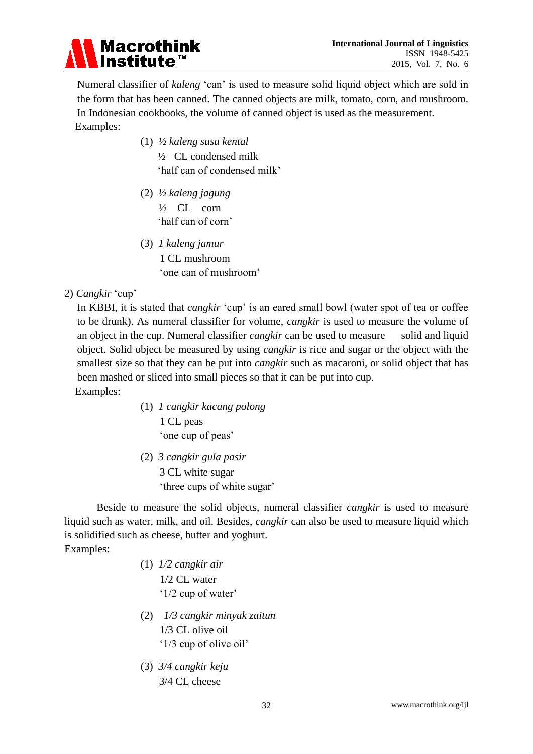Numeral classifier of *kaleng* 'can' is used to measure solid liquid object which are sold in the form that has been canned. The canned objects are milk, tomato, corn, and mushroom. In Indonesian cookbooks, the volume of canned object is used as the measurement.

Examples:

(1) *½ kaleng susu kental*
½ CL condensed milk
'half can of condensed milk'

(2) *½ kaleng jagung*
½ CL corn
'half can of corn'

(3) *1 kaleng jamur*
1 CL mushroom
'one can of mushroom'

2) *Cangkir* 'cup'

In KBBI, it is stated that *cangkir* 'cup' is an eared small bowl (water spot of tea or coffee to be drunk). As numeral classifier for volume, *cangkir* is used to measure the volume of an object in the cup. Numeral classifier *cangkir* can be used to measure solid and liquid object. Solid object be measured by using *cangkir* is rice and sugar or the object with the smallest size so that they can be put into *cangkir* such as macaroni, or solid object that has been mashed or sliced into small pieces so that it can be put into cup.

Examples:

(1) *1 cangkir kacang polong*
1 CL peas
'one cup of peas'

(2) *3 cangkir gula pasir*
3 CL white sugar
'three cups of white sugar'

Beside to measure the solid objects, numeral classifier *cangkir* is used to measure liquid such as water, milk, and oil. Besides, *cangkir* can also be used to measure liquid which is solidified such as cheese, butter and yoghurt.

Examples:

(1) *1/2 cangkir air*
1/2 CL water
'1/2 cup of water'

(2) *1/3 cangkir minyak zaitun*
1/3 CL olive oil
'1/3 cup of olive oil'

(3) *3/4 cangkir keju*
3/4 CL cheese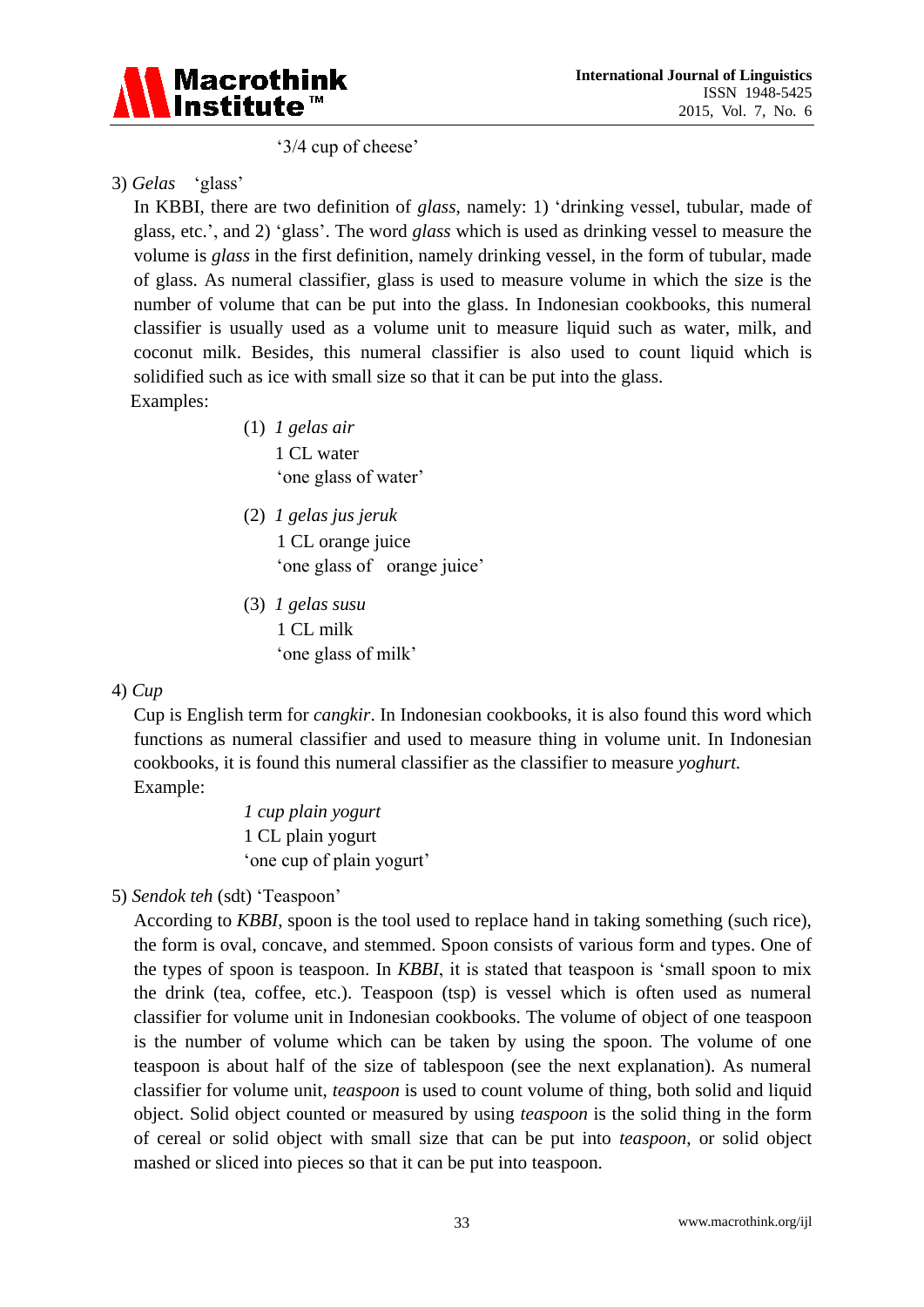'3/4 cup of cheese'

3) *Gelas* 'glass'

In KBBI, there are two definition of *glass*, namely: 1) 'drinking vessel, tubular, made of glass, etc.', and 2) 'glass'. The word *glass* which is used as drinking vessel to measure the volume is *glass* in the first definition, namely drinking vessel, in the form of tubular, made of glass. As numeral classifier, glass is used to measure volume in which the size is the number of volume that can be put into the glass. In Indonesian cookbooks, this numeral classifier is usually used as a volume unit to measure liquid such as water, milk, and coconut milk. Besides, this numeral classifier is also used to count liquid which is solidified such as ice with small size so that it can be put into the glass.

Examples:

(1) *1 gelas air*
1 CL water
'one glass of water'

(2) *1 gelas jus jeruk*
1 CL orange juice
'one glass of orange juice'

(3) *1 gelas susu*
1 CL milk
'one glass of milk'

4) *Cup*

Cup is English term for *cangkir*. In Indonesian cookbooks, it is also found this word which functions as numeral classifier and used to measure thing in volume unit. In Indonesian cookbooks, it is found this numeral classifier as the classifier to measure *yoghurt.*

Example:

*1 cup plain yogurt*
1 CL plain yogurt
'one cup of plain yogurt'

5) *Sendok teh* (sdt) 'Teaspoon'

According to *KBBI*, spoon is the tool used to replace hand in taking something (such rice), the form is oval, concave, and stemmed. Spoon consists of various form and types. One of the types of spoon is teaspoon. In *KBBI*, it is stated that teaspoon is 'small spoon to mix the drink (tea, coffee, etc.). Teaspoon (tsp) is vessel which is often used as numeral classifier for volume unit in Indonesian cookbooks. The volume of object of one teaspoon is the number of volume which can be taken by using the spoon. The volume of one teaspoon is about half of the size of tablespoon (see the next explanation). As numeral classifier for volume unit, *teaspoon* is used to count volume of thing, both solid and liquid object. Solid object counted or measured by using *teaspoon* is the solid thing in the form of cereal or solid object with small size that can be put into *teaspoon*, or solid object mashed or sliced into pieces so that it can be put into teaspoon.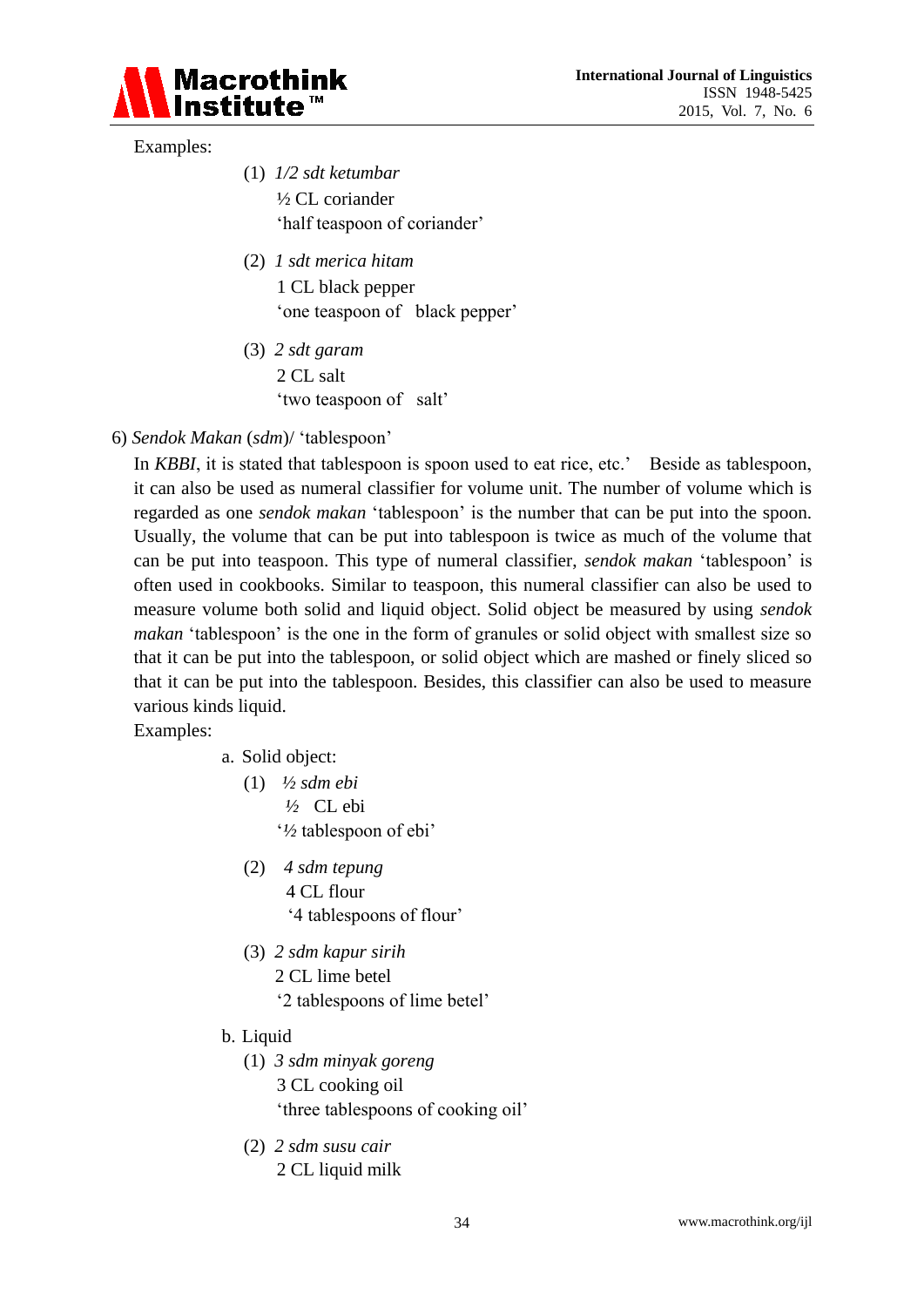Examples:

(1) *1/2 sdt ketumbar*
½ CL coriander
'half teaspoon of coriander'

(2) *1 sdt merica hitam*
1 CL black pepper
'one teaspoon of black pepper'

(3) *2 sdt garam*
2 CL salt
'two teaspoon of salt'

6) *Sendok Makan* (*sdm*)/ 'tablespoon'

In *KBBI*, it is stated that tablespoon is spoon used to eat rice, etc.' Beside as tablespoon, it can also be used as numeral classifier for volume unit. The number of volume which is regarded as one *sendok makan* 'tablespoon' is the number that can be put into the spoon. Usually, the volume that can be put into tablespoon is twice as much of the volume that can be put into teaspoon. This type of numeral classifier, *sendok makan* 'tablespoon' is often used in cookbooks. Similar to teaspoon, this numeral classifier can also be used to measure volume both solid and liquid object. Solid object be measured by using *sendok makan* 'tablespoon' is the one in the form of granules or solid object with smallest size so that it can be put into the tablespoon, or solid object which are mashed or finely sliced so that it can be put into the tablespoon. Besides, this classifier can also be used to measure various kinds liquid.

Examples:

a. Solid object:

(1) *½ sdm ebi*
½ CL ebi
'½ tablespoon of ebi'

(2) *4 sdm tepung*
4 CL flour
'4 tablespoons of flour'

(3) *2 sdm kapur sirih*
2 CL lime betel
'2 tablespoons of lime betel'

b. Liquid

(1) *3 sdm minyak goreng*
3 CL cooking oil
'three tablespoons of cooking oil'

(2) *2 sdm susu cair*
2 CL liquid milk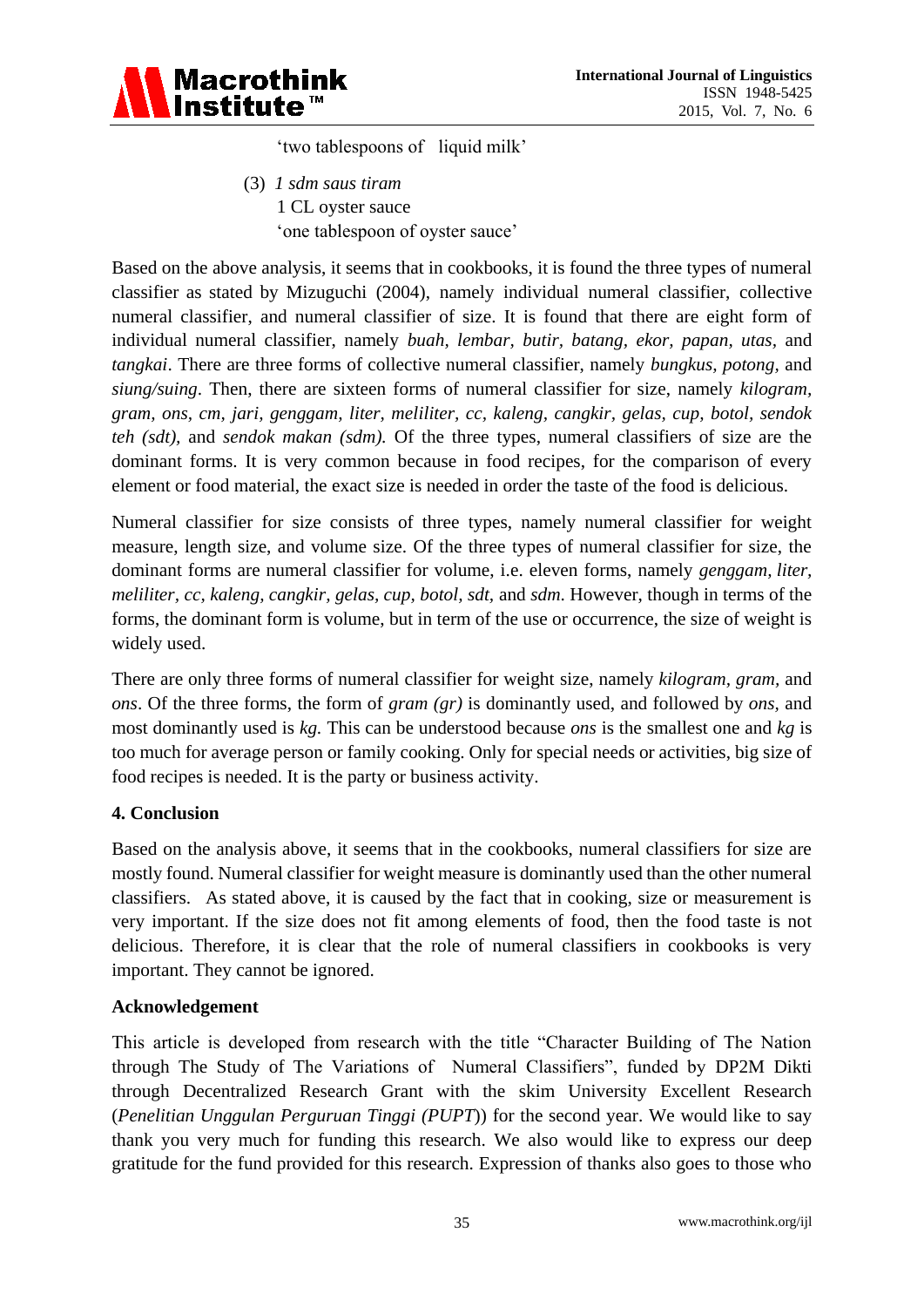'two tablespoons of liquid milk'

(3) *1 sdm saus tiram*
1 CL oyster sauce
'one tablespoon of oyster sauce'

Based on the above analysis, it seems that in cookbooks, it is found the three types of numeral classifier as stated by Mizuguchi (2004), namely individual numeral classifier, collective numeral classifier, and numeral classifier of size. It is found that there are eight form of individual numeral classifier, namely *buah, lembar, butir, batang, ekor, papan, utas,* and *tangkai*. There are three forms of collective numeral classifier, namely *bungkus, potong,* and *siung/suing*. Then, there are sixteen forms of numeral classifier for size, namely *kilogram, gram, ons, cm, jari, genggam, liter, meliliter, cc, kaleng, cangkir, gelas, cup, botol, sendok teh (sdt),* and *sendok makan (sdm).* Of the three types, numeral classifiers of size are the dominant forms. It is very common because in food recipes, for the comparison of every element or food material, the exact size is needed in order the taste of the food is delicious.

Numeral classifier for size consists of three types, namely numeral classifier for weight measure, length size, and volume size. Of the three types of numeral classifier for size, the dominant forms are numeral classifier for volume, i.e. eleven forms, namely *genggam, liter, meliliter, cc, kaleng, cangkir, gelas, cup, botol, sdt,* and *sdm*. However, though in terms of the forms, the dominant form is volume, but in term of the use or occurrence, the size of weight is widely used.

There are only three forms of numeral classifier for weight size, namely *kilogram, gram,* and *ons*. Of the three forms, the form of *gram (gr)* is dominantly used, and followed by *ons,* and most dominantly used is *kg.* This can be understood because *ons* is the smallest one and *kg* is too much for average person or family cooking. Only for special needs or activities, big size of food recipes is needed. It is the party or business activity.

## 4. Conclusion

Based on the analysis above, it seems that in the cookbooks, numeral classifiers for size are mostly found. Numeral classifier for weight measure is dominantly used than the other numeral classifiers. As stated above, it is caused by the fact that in cooking, size or measurement is very important. If the size does not fit among elements of food, then the food taste is not delicious. Therefore, it is clear that the role of numeral classifiers in cookbooks is very important. They cannot be ignored.

## Acknowledgement

This article is developed from research with the title "Character Building of The Nation through The Study of The Variations of Numeral Classifiers", funded by DP2M Dikti through Decentralized Research Grant with the skim University Excellent Research (*Penelitian Unggulan Perguruan Tinggi (PUPT*)) for the second year. We would like to say thank you very much for funding this research. We also would like to express our deep gratitude for the fund provided for this research. Expression of thanks also goes to those who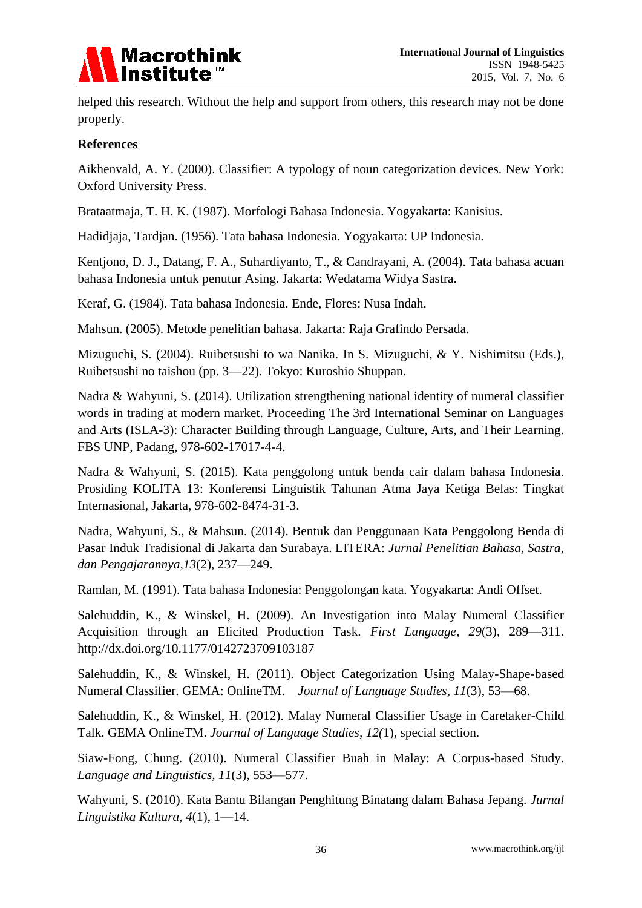helped this research. Without the help and support from others, this research may not be done properly.

## References

Aikhenvald, A. Y. (2000). Classifier: A typology of noun categorization devices. New York: Oxford University Press.

Brataatmaja, T. H. K. (1987). Morfologi Bahasa Indonesia. Yogyakarta: Kanisius.

Hadidjaja, Tardjan. (1956). Tata bahasa Indonesia. Yogyakarta: UP Indonesia.

Kentjono, D. J., Datang, F. A., Suhardiyanto, T., & Candrayani, A. (2004). Tata bahasa acuan bahasa Indonesia untuk penutur Asing. Jakarta: Wedatama Widya Sastra.

Keraf, G. (1984). Tata bahasa Indonesia. Ende, Flores: Nusa Indah.

Mahsun. (2005). Metode penelitian bahasa. Jakarta: Raja Grafindo Persada.

Mizuguchi, S. (2004). Ruibetsushi to wa Nanika. In S. Mizuguchi, & Y. Nishimitsu (Eds.), Ruibetsushi no taishou (pp. 3—22). Tokyo: Kuroshio Shuppan.

Nadra & Wahyuni, S. (2014). Utilization strengthening national identity of numeral classifier words in trading at modern market. Proceeding The 3rd International Seminar on Languages and Arts (ISLA-3): Character Building through Language, Culture, Arts, and Their Learning. FBS UNP, Padang, 978-602-17017-4-4.

Nadra & Wahyuni, S. (2015). Kata penggolong untuk benda cair dalam bahasa Indonesia. Prosiding KOLITA 13: Konferensi Linguistik Tahunan Atma Jaya Ketiga Belas: Tingkat Internasional, Jakarta, 978-602-8474-31-3.

Nadra, Wahyuni, S., & Mahsun. (2014). Bentuk dan Penggunaan Kata Penggolong Benda di Pasar Induk Tradisional di Jakarta dan Surabaya. LITERA: *Jurnal Penelitian Bahasa, Sastra, dan Pengajarannya,13*(2), 237—249.

Ramlan, M. (1991). Tata bahasa Indonesia: Penggolongan kata. Yogyakarta: Andi Offset.

Salehuddin, K., & Winskel, H. (2009). An Investigation into Malay Numeral Classifier Acquisition through an Elicited Production Task. *First Language, 29*(3), 289—311. http://dx.doi.org/10.1177/0142723709103187

Salehuddin, K., & Winskel, H. (2011). Object Categorization Using Malay-Shape-based Numeral Classifier. GEMA: OnlineTM. *Journal of Language Studies, 11*(3), 53—68.

Salehuddin, K., & Winskel, H. (2012). Malay Numeral Classifier Usage in Caretaker-Child Talk. GEMA OnlineTM. *Journal of Language Studies, 12(*1), special section.

Siaw-Fong, Chung. (2010). Numeral Classifier Buah in Malay: A Corpus-based Study. *Language and Linguistics, 11*(3), 553—577.

Wahyuni, S. (2010). Kata Bantu Bilangan Penghitung Binatang dalam Bahasa Jepang. *Jurnal Linguistika Kultura, 4*(1), 1—14.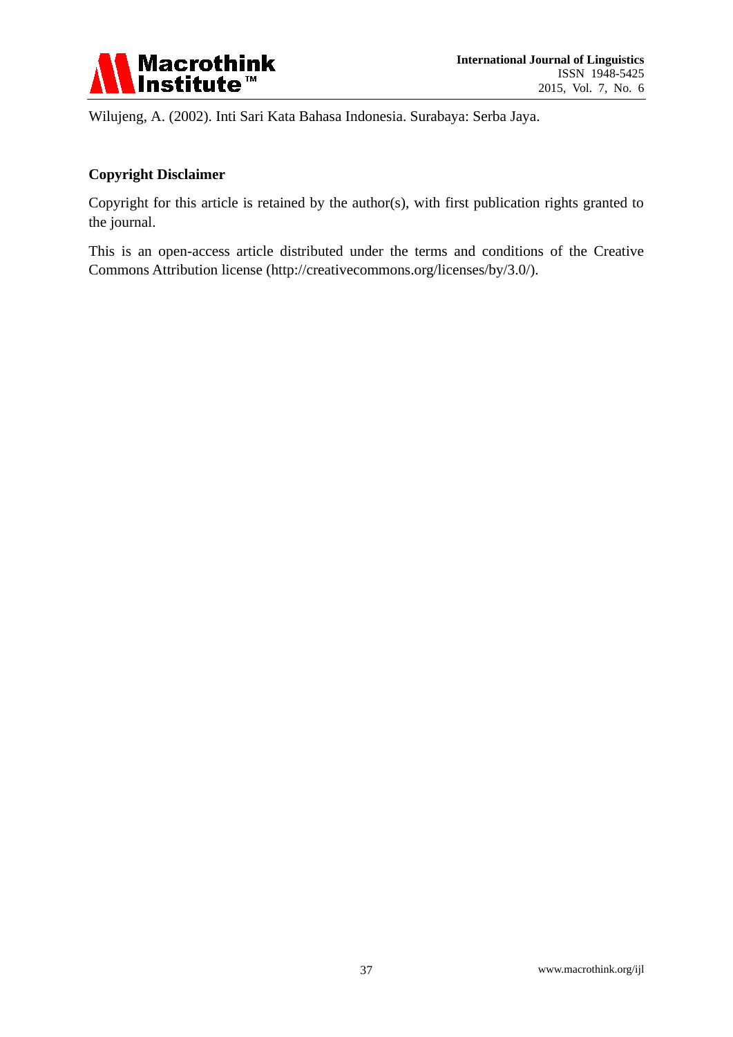Wilujeng, A. (2002). Inti Sari Kata Bahasa Indonesia. Surabaya: Serba Jaya.

## Copyright Disclaimer

Copyright for this article is retained by the author(s), with first publication rights granted to the journal.

This is an open-access article distributed under the terms and conditions of the Creative Commons Attribution license (http://creativecommons.org/licenses/by/3.0/).